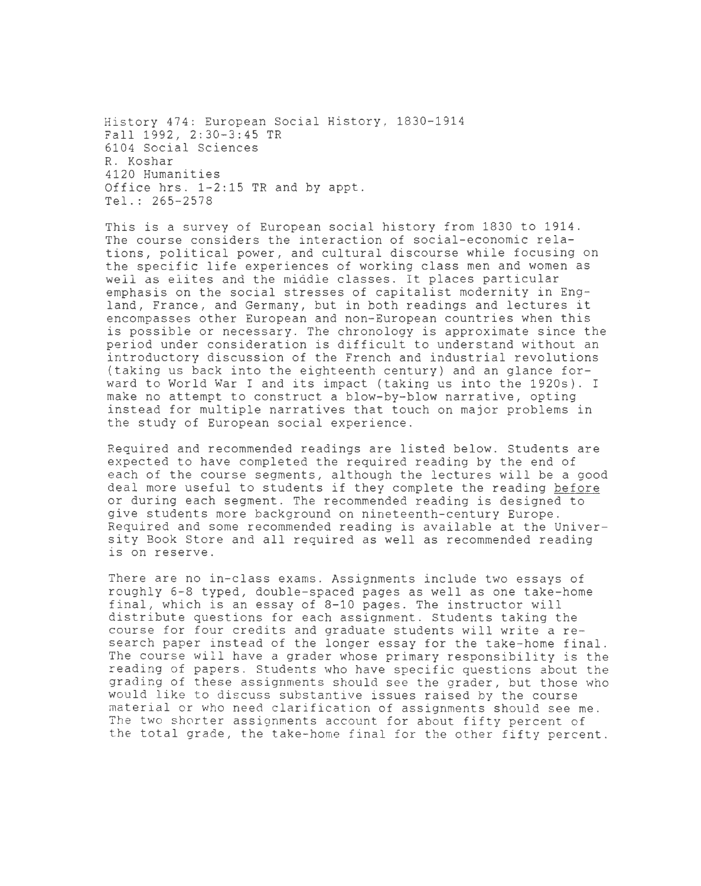History 474: European Social History, 1830-1914
Fall 1992, 2:30-3:45 TR
6104 Social Sciences
R. Koshar
4120 Humanities
Office hrs. 1-2:15 TR and by appt.
Tel.: 265-2578

This is a survey of European social history from 1830 to 1914. The course considers the interaction of social-economic relations, political power, and cultural discourse while focusing on the specific life experiences of working class men and women as well as elites and the middle classes. It places particular emphasis on the social stresses of capitalist modernity in England, France, and Germany, but in both readings and lectures it encompasses other European and non-European countries when this is possible or necessary. The chronology is approximate since the period under consideration is difficult to understand without an introductory discussion of the French and industrial revolutions (taking us back into the eighteenth century) and an glance forward to World War I and its impact (taking us into the 1920s). I make no attempt to construct a blow-by-blow narrative, opting instead for multiple narratives that touch on major problems in the study of European social experience.

Required and recommended readings are listed below. Students are expected to have completed the required reading by the end of each of the course segments, although the lectures will be a good deal more useful to students if they complete the reading _before_ or during each segment. The recommended reading is designed to give students more background on nineteenth-century Europe. Required and some recommended reading is available at the University Book Store and all required as well as recommended reading is on reserve.

There are no in-class exams. Assignments include two essays of roughly 6-8 typed, double-spaced pages as well as one take-home final, which is an essay of 8-10 pages. The instructor will distribute questions for each assignment. Students taking the course for four credits and graduate students will write a research paper instead of the longer essay for the take-home final. The course will have a grader whose primary responsibility is the reading of papers. Students who have specific questions about the grading of these assignments should see the grader, but those who would like to discuss substantive issues raised by the course material or who need clarification of assignments should see me. The two shorter assignments account for about fifty percent of the total grade, the take-home final for the other fifty percent.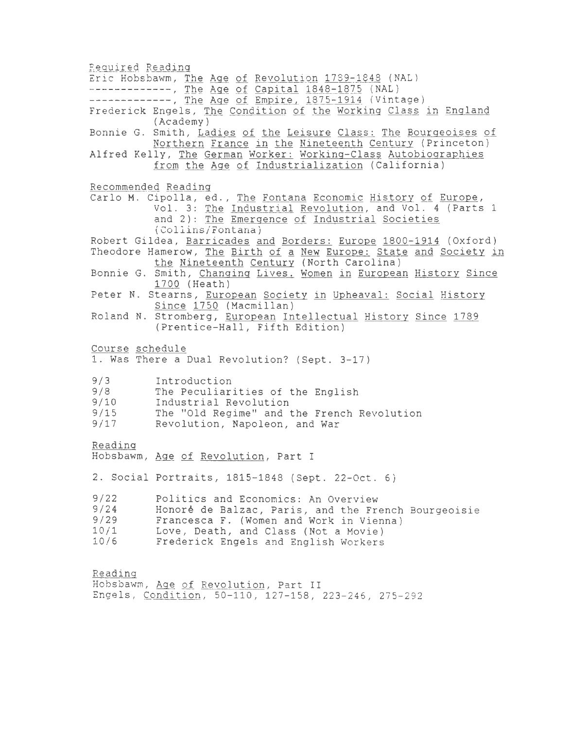## Required Reading

Eric Hobsbawm, *The Age of Revolution 1789-1848* (NAL)

-------------, *The Age of Capital 1848-1875* (NAL)

-------------, *The Age of Empire, 1875-1914* (Vintage)

Frederick Engels, *The Condition of the Working Class in England* (Academy)

Bonnie G. Smith, *Ladies of the Leisure Class: The Bourgeoises of Northern France in the Nineteenth Century* (Princeton)

Alfred Kelly, *The German Worker: Working-Class Autobiographies from the Age of Industrialization* (California)

## Recommended Reading

Carlo M. Cipolla, ed., *The Fontana Economic History of Europe*, Vol. 3: *The Industrial Revolution*, and Vol. 4 (Parts 1 and 2): *The Emergence of Industrial Societies* (Collins/Fontana)

Robert Gildea, *Barricades and Borders: Europe 1800-1914* (Oxford)

Theodore Hamerow, *The Birth of a New Europe: State and Society in the Nineteenth Century* (North Carolina)

Bonnie G. Smith, *Changing Lives. Women in European History Since 1700* (Heath)

Peter N. Stearns, *European Society in Upheaval: Social History Since 1750* (Macmillan)

Roland N. Stromberg, *European Intellectual History Since 1789* (Prentice-Hall, Fifth Edition)

## Course schedule

### 1. Was There a Dual Revolution? (Sept. 3-17)

- 9/3 Introduction
- 9/8 The Peculiarities of the English
- 9/10 Industrial Revolution
- 9/15 The "Old Regime" and the French Revolution
- 9/17 Revolution, Napoleon, and War

**Reading**

Hobsbawm, *Age of Revolution*, Part I

### 2. Social Portraits, 1815-1848 (Sept. 22-Oct. 6)

- 9/22 Politics and Economics: An Overview
- 9/24 Honoré de Balzac, Paris, and the French Bourgeoisie
- 9/29 Francesca F. (Women and Work in Vienna)
- 10/1 Love, Death, and Class (Not a Movie)
- 10/6 Frederick Engels and English Workers

**Reading**

Hobsbawm, *Age of Revolution*, Part II

Engels, *Condition*, 50-110, 127-158, 223-246, 275-292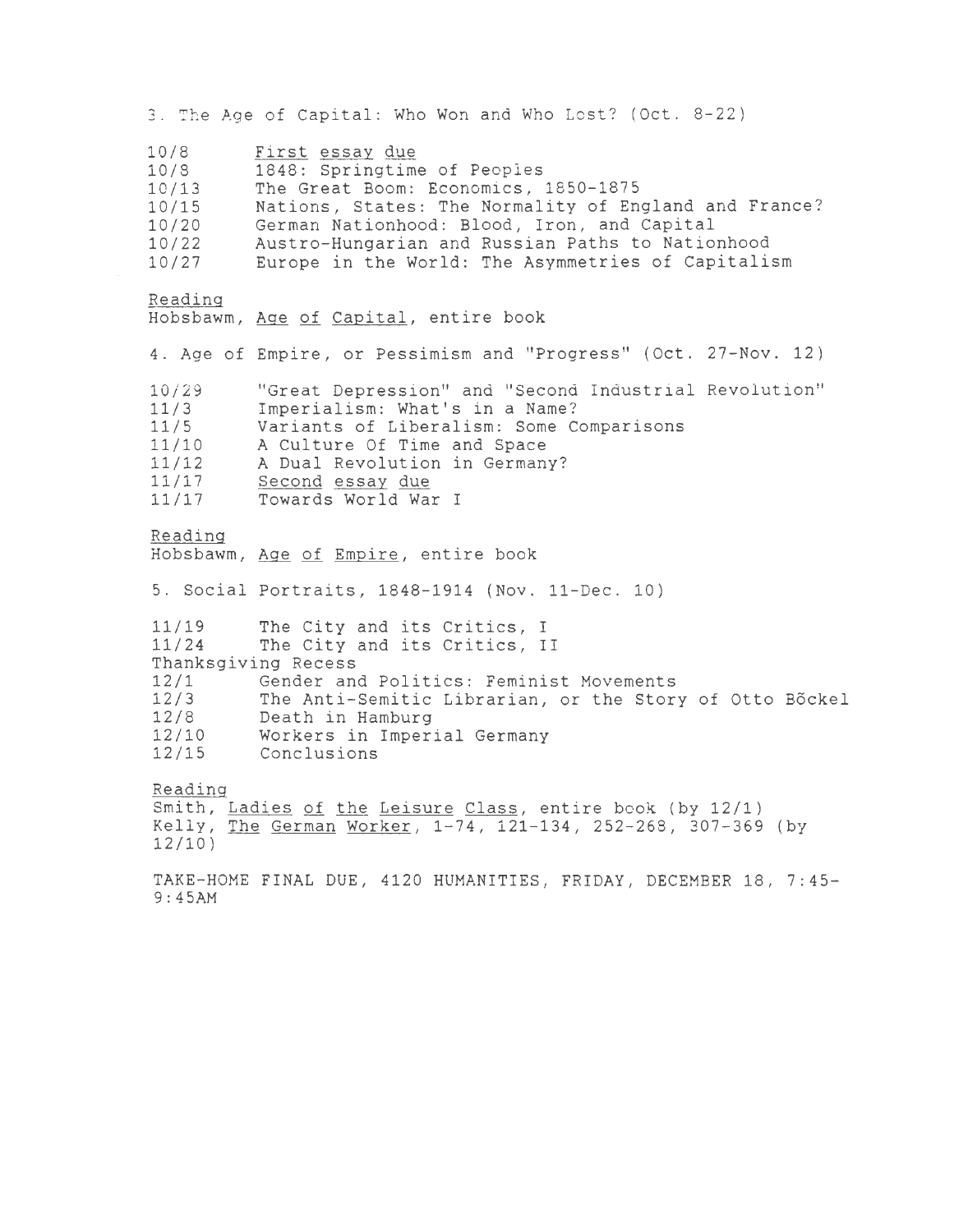3. The Age of Capital: Who Won and Who Lost? (Oct. 8-22)

| | |
|---|---|
| 10/8 | <u>First essay due</u> |
| 10/8 | 1848: Springtime of Peoples |
| 10/13 | The Great Boom: Economics, 1850-1875 |
| 10/15 | Nations, States: The Normality of England and France? |
| 10/20 | German Nationhood: Blood, Iron, and Capital |
| 10/22 | Austro-Hungarian and Russian Paths to Nationhood |
| 10/27 | Europe in the World: The Asymmetries of Capitalism |

<u>Reading</u>
Hobsbawm, <u>Age of Capital</u>, entire book

4. Age of Empire, or Pessimism and "Progress" (Oct. 27-Nov. 12)

| | |
|---|---|
| 10/29 | "Great Depression" and "Second Industrial Revolution" |
| 11/3 | Imperialism: What's in a Name? |
| 11/5 | Variants of Liberalism: Some Comparisons |
| 11/10 | A Culture Of Time and Space |
| 11/12 | A Dual Revolution in Germany? |
| 11/17 | <u>Second essay due</u> |
| 11/17 | Towards World War I |

<u>Reading</u>
Hobsbawm, <u>Age of Empire</u>, entire book

5. Social Portraits, 1848-1914 (Nov. 11-Dec. 10)

| | |
|---|---|
| 11/19 | The City and its Critics, I |
| 11/24 | The City and its Critics, II |
| Thanksgiving Recess | |
| 12/1 | Gender and Politics: Feminist Movements |
| 12/3 | The Anti-Semitic Librarian, or the Story of Otto Böckel |
| 12/8 | Death in Hamburg |
| 12/10 | Workers in Imperial Germany |
| 12/15 | Conclusions |

<u>Reading</u>
Smith, <u>Ladies of the Leisure Class</u>, entire book (by 12/1)
Kelly, <u>The German Worker</u>, 1-74, 121-134, 252-268, 307-369 (by 12/10)

TAKE-HOME FINAL DUE, 4120 HUMANITIES, FRIDAY, DECEMBER 18, 7:45-9:45AM